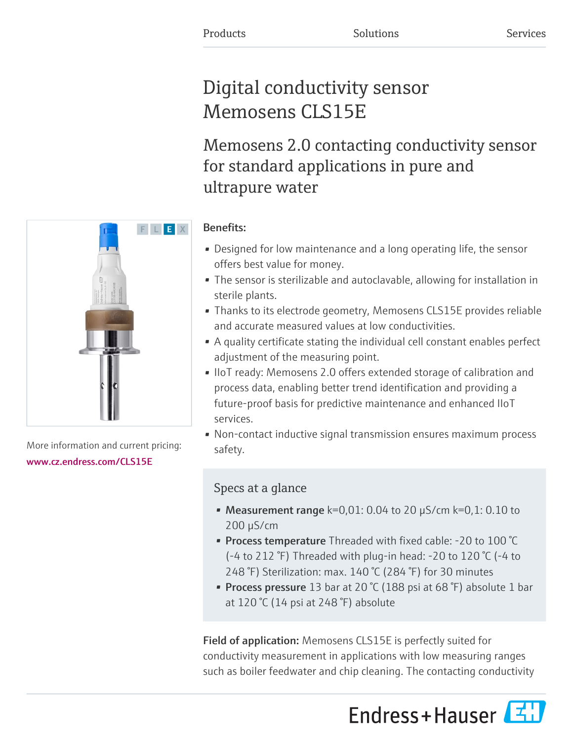Products Solutions Services

# Digital conductivity sensor Memosens CLS15E

## Memosens 2.0 contacting conductivity sensor for standard applications in pure and ultrapure water

More information and current pricing:
www.cz.endress.com/CLS15E

**Benefits:**

- Designed for low maintenance and a long operating life, the sensor offers best value for money.
- The sensor is sterilizable and autoclavable, allowing for installation in sterile plants.
- Thanks to its electrode geometry, Memosens CLS15E provides reliable and accurate measured values at low conductivities.
- A quality certificate stating the individual cell constant enables perfect adjustment of the measuring point.
- IIoT ready: Memosens 2.0 offers extended storage of calibration and process data, enabling better trend identification and providing a future-proof basis for predictive maintenance and enhanced IIoT services.
- Non-contact inductive signal transmission ensures maximum process safety.

### Specs at a glance

- **Measurement range** k=0,01: 0.04 to 20 µS/cm k=0,1: 0.10 to 200 µS/cm
- **Process temperature** Threaded with fixed cable: -20 to 100 °C (-4 to 212 °F) Threaded with plug-in head: -20 to 120 °C (-4 to 248 °F) Sterilization: max. 140 °C (284 °F) for 30 minutes
- **Process pressure** 13 bar at 20 °C (188 psi at 68 °F) absolute 1 bar at 120 °C (14 psi at 248 °F) absolute

**Field of application:** Memosens CLS15E is perfectly suited for conductivity measurement in applications with low measuring ranges such as boiler feedwater and chip cleaning. The contacting conductivity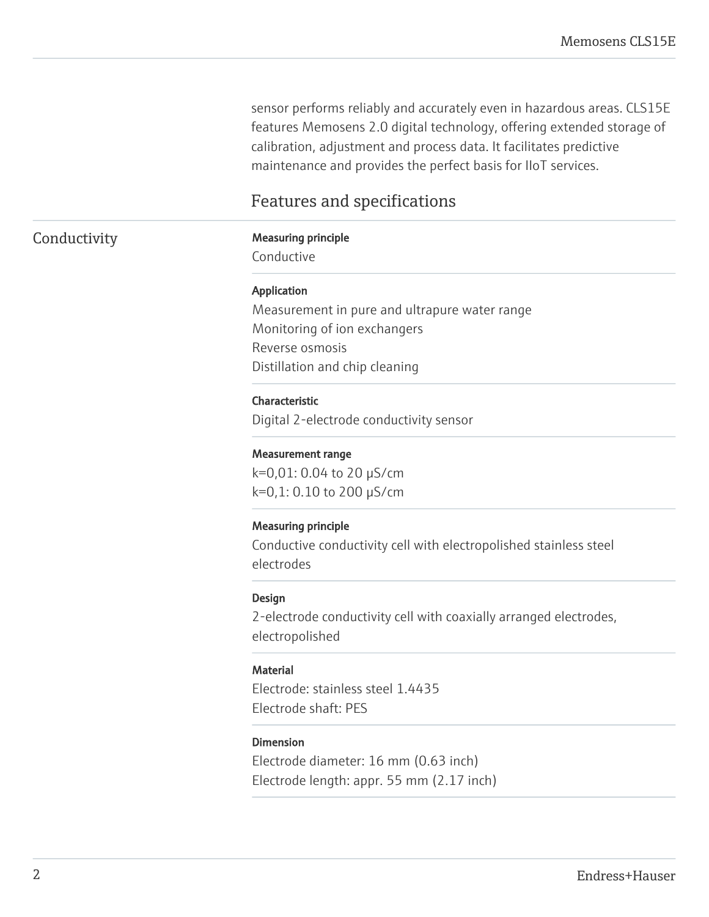sensor performs reliably and accurately even in hazardous areas. CLS15E features Memosens 2.0 digital technology, offering extended storage of calibration, adjustment and process data. It facilitates predictive maintenance and provides the perfect basis for IIoT services.

## Features and specifications

### Conductivity

**Measuring principle**

Conductive

**Application**

Measurement in pure and ultrapure water range
Monitoring of ion exchangers
Reverse osmosis
Distillation and chip cleaning

**Characteristic**

Digital 2-electrode conductivity sensor

**Measurement range**

k=0,01: 0.04 to 20 µS/cm
k=0,1: 0.10 to 200 µS/cm

**Measuring principle**

Conductive conductivity cell with electropolished stainless steel electrodes

**Design**

2-electrode conductivity cell with coaxially arranged electrodes, electropolished

**Material**

Electrode: stainless steel 1.4435
Electrode shaft: PES

**Dimension**

Electrode diameter: 16 mm (0.63 inch)
Electrode length: appr. 55 mm (2.17 inch)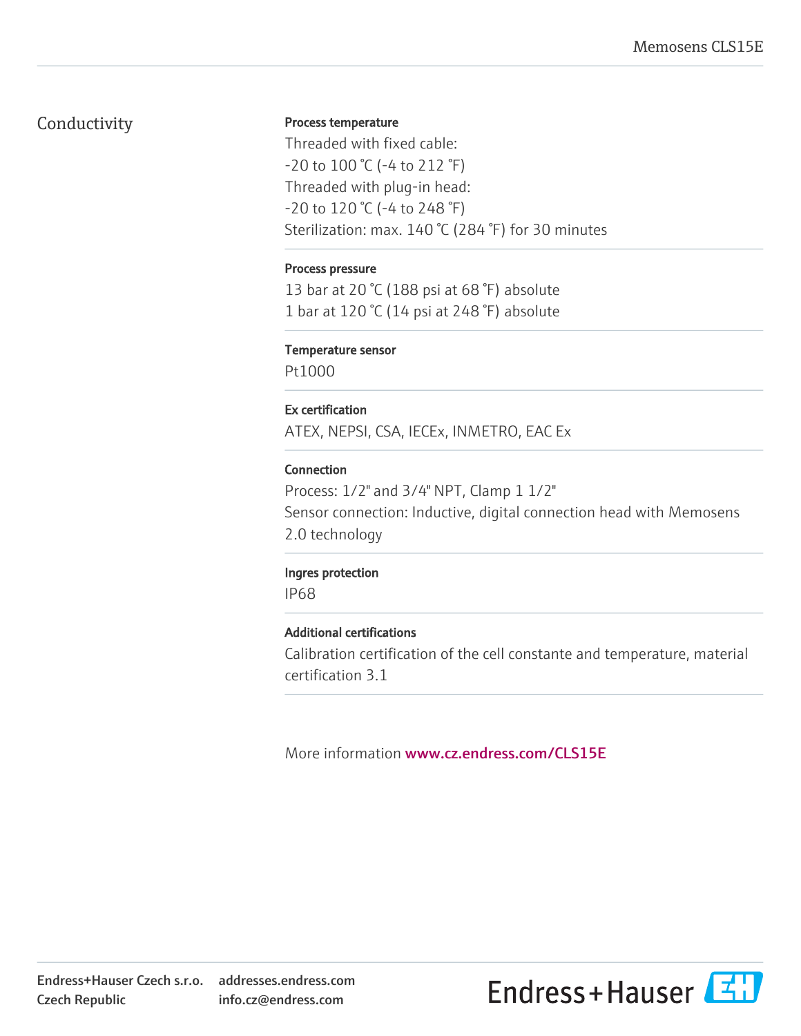## Conductivity

**Process temperature**

Threaded with fixed cable:
-20 to 100 °C (-4 to 212 °F)
Threaded with plug-in head:
-20 to 120 °C (-4 to 248 °F)
Sterilization: max. 140 °C (284 °F) for 30 minutes

**Process pressure**

13 bar at 20 °C (188 psi at 68 °F) absolute
1 bar at 120 °C (14 psi at 248 °F) absolute

**Temperature sensor**

Pt1000

**Ex certification**

ATEX, NEPSI, CSA, IECEx, INMETRO, EAC Ex

**Connection**

Process: 1/2" and 3/4" NPT, Clamp 1 1/2"
Sensor connection: Inductive, digital connection head with Memosens 2.0 technology

**Ingres protection**

IP68

**Additional certifications**

Calibration certification of the cell constante and temperature, material certification 3.1

More information www.cz.endress.com/CLS15E

Endress+Hauser Czech s.r.o.
Czech Republic

addresses.endress.com
info.cz@endress.com